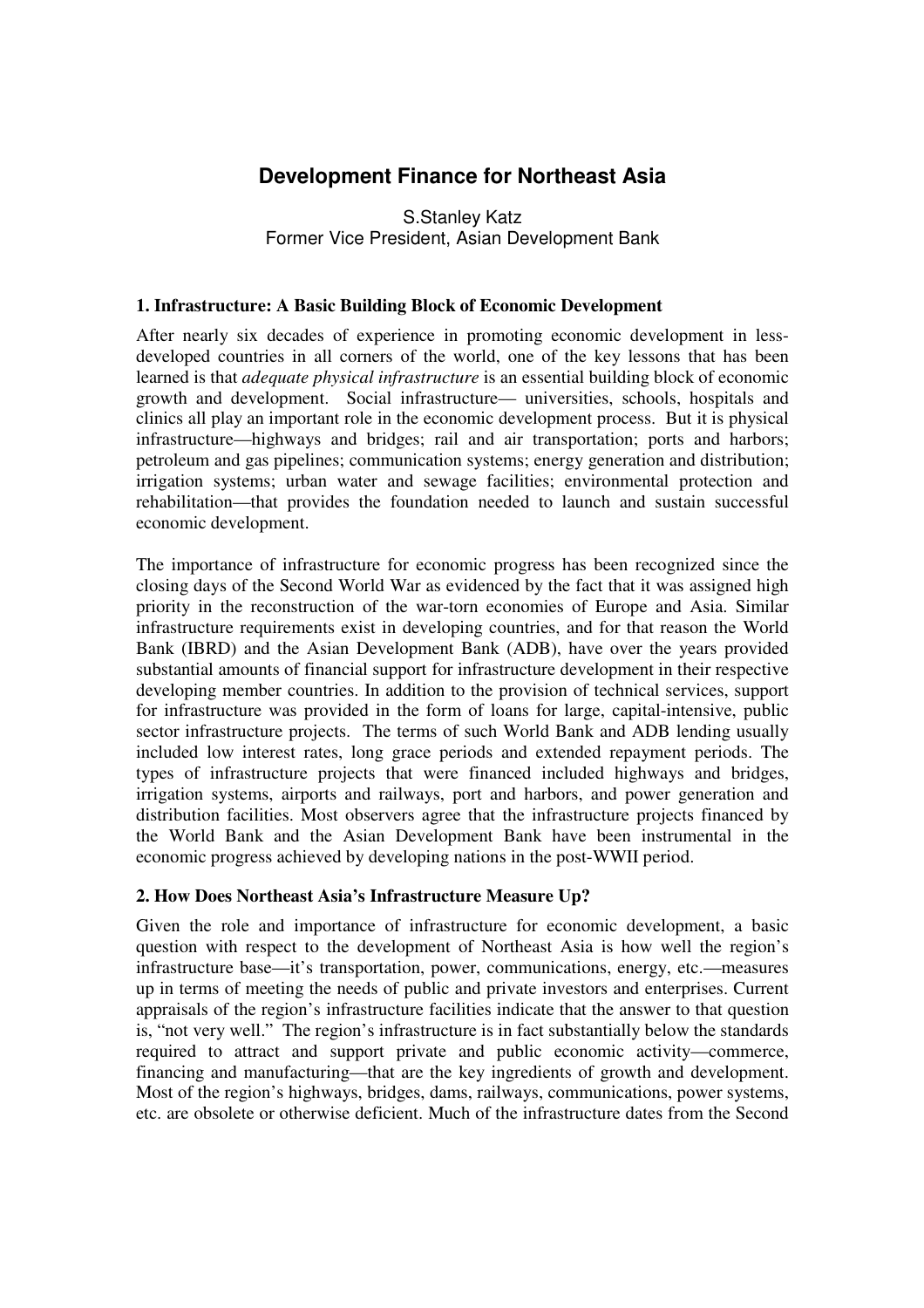# Development Finance for Northeast Asia

S.Stanley Katz
Former Vice President, Asian Development Bank

### 1. Infrastructure: A Basic Building Block of Economic Development

After nearly six decades of experience in promoting economic development in less-developed countries in all corners of the world, one of the key lessons that has been learned is that *adequate physical infrastructure* is an essential building block of economic growth and development. Social infrastructure— universities, schools, hospitals and clinics all play an important role in the economic development process. But it is physical infrastructure—highways and bridges; rail and air transportation; ports and harbors; petroleum and gas pipelines; communication systems; energy generation and distribution; irrigation systems; urban water and sewage facilities; environmental protection and rehabilitation—that provides the foundation needed to launch and sustain successful economic development.

The importance of infrastructure for economic progress has been recognized since the closing days of the Second World War as evidenced by the fact that it was assigned high priority in the reconstruction of the war-torn economies of Europe and Asia. Similar infrastructure requirements exist in developing countries, and for that reason the World Bank (IBRD) and the Asian Development Bank (ADB), have over the years provided substantial amounts of financial support for infrastructure development in their respective developing member countries. In addition to the provision of technical services, support for infrastructure was provided in the form of loans for large, capital-intensive, public sector infrastructure projects. The terms of such World Bank and ADB lending usually included low interest rates, long grace periods and extended repayment periods. The types of infrastructure projects that were financed included highways and bridges, irrigation systems, airports and railways, port and harbors, and power generation and distribution facilities. Most observers agree that the infrastructure projects financed by the World Bank and the Asian Development Bank have been instrumental in the economic progress achieved by developing nations in the post-WWII period.

### 2. How Does Northeast Asia's Infrastructure Measure Up?

Given the role and importance of infrastructure for economic development, a basic question with respect to the development of Northeast Asia is how well the region's infrastructure base—it's transportation, power, communications, energy, etc.—measures up in terms of meeting the needs of public and private investors and enterprises. Current appraisals of the region's infrastructure facilities indicate that the answer to that question is, "not very well." The region's infrastructure is in fact substantially below the standards required to attract and support private and public economic activity—commerce, financing and manufacturing—that are the key ingredients of growth and development. Most of the region's highways, bridges, dams, railways, communications, power systems, etc. are obsolete or otherwise deficient. Much of the infrastructure dates from the Second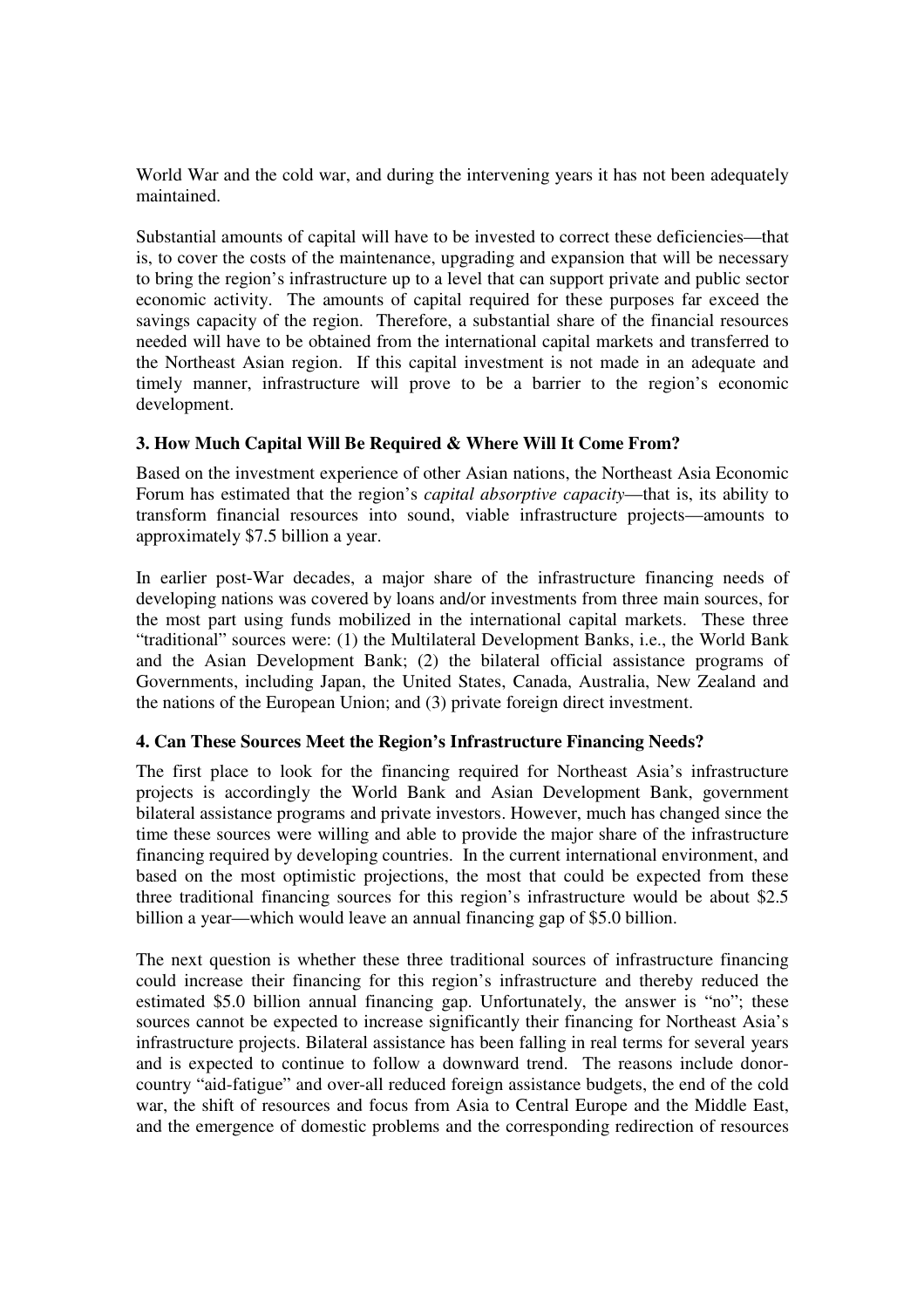World War and the cold war, and during the intervening years it has not been adequately maintained.

Substantial amounts of capital will have to be invested to correct these deficiencies—that is, to cover the costs of the maintenance, upgrading and expansion that will be necessary to bring the region's infrastructure up to a level that can support private and public sector economic activity. The amounts of capital required for these purposes far exceed the savings capacity of the region. Therefore, a substantial share of the financial resources needed will have to be obtained from the international capital markets and transferred to the Northeast Asian region. If this capital investment is not made in an adequate and timely manner, infrastructure will prove to be a barrier to the region's economic development.

### 3. How Much Capital Will Be Required & Where Will It Come From?

Based on the investment experience of other Asian nations, the Northeast Asia Economic Forum has estimated that the region's *capital absorptive capacity*—that is, its ability to transform financial resources into sound, viable infrastructure projects—amounts to approximately $7.5 billion a year.

In earlier post-War decades, a major share of the infrastructure financing needs of developing nations was covered by loans and/or investments from three main sources, for the most part using funds mobilized in the international capital markets. These three "traditional" sources were: (1) the Multilateral Development Banks, i.e., the World Bank and the Asian Development Bank; (2) the bilateral official assistance programs of Governments, including Japan, the United States, Canada, Australia, New Zealand and the nations of the European Union; and (3) private foreign direct investment.

### 4. Can These Sources Meet the Region's Infrastructure Financing Needs?

The first place to look for the financing required for Northeast Asia's infrastructure projects is accordingly the World Bank and Asian Development Bank, government bilateral assistance programs and private investors. However, much has changed since the time these sources were willing and able to provide the major share of the infrastructure financing required by developing countries. In the current international environment, and based on the most optimistic projections, the most that could be expected from these three traditional financing sources for this region's infrastructure would be about $2.5 billion a year—which would leave an annual financing gap of $5.0 billion.

The next question is whether these three traditional sources of infrastructure financing could increase their financing for this region's infrastructure and thereby reduced the estimated $5.0 billion annual financing gap. Unfortunately, the answer is "no"; these sources cannot be expected to increase significantly their financing for Northeast Asia's infrastructure projects. Bilateral assistance has been falling in real terms for several years and is expected to continue to follow a downward trend. The reasons include donor-country "aid-fatigue" and over-all reduced foreign assistance budgets, the end of the cold war, the shift of resources and focus from Asia to Central Europe and the Middle East, and the emergence of domestic problems and the corresponding redirection of resources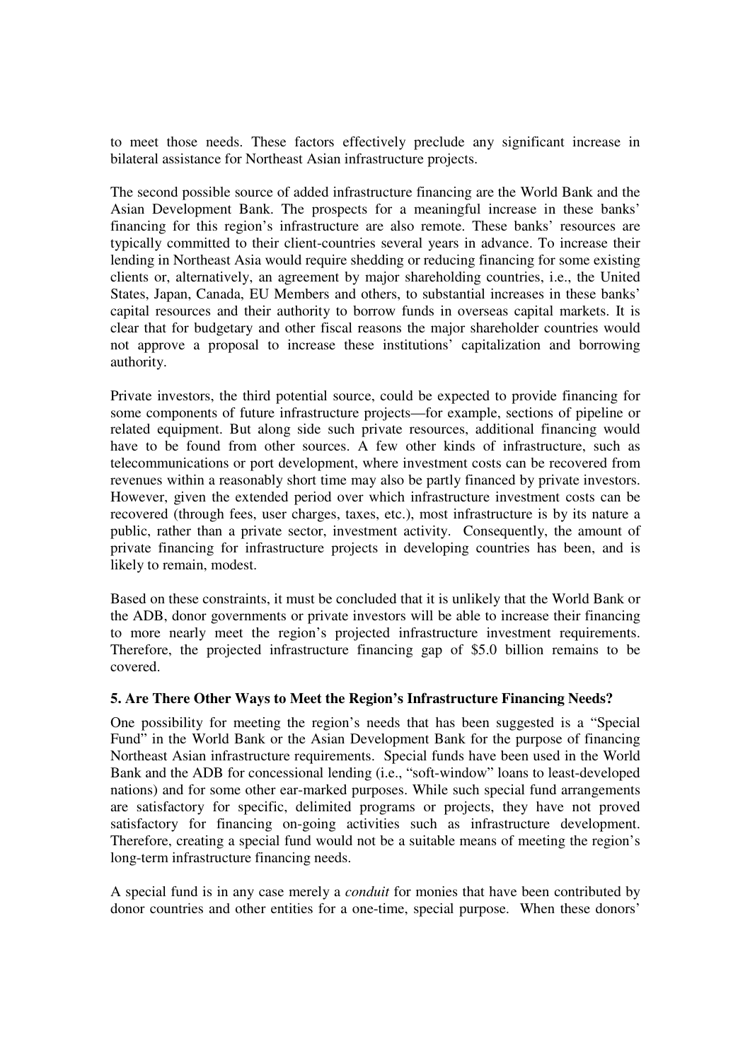to meet those needs. These factors effectively preclude any significant increase in bilateral assistance for Northeast Asian infrastructure projects.

The second possible source of added infrastructure financing are the World Bank and the Asian Development Bank. The prospects for a meaningful increase in these banks' financing for this region's infrastructure are also remote. These banks' resources are typically committed to their client-countries several years in advance. To increase their lending in Northeast Asia would require shedding or reducing financing for some existing clients or, alternatively, an agreement by major shareholding countries, i.e., the United States, Japan, Canada, EU Members and others, to substantial increases in these banks' capital resources and their authority to borrow funds in overseas capital markets. It is clear that for budgetary and other fiscal reasons the major shareholder countries would not approve a proposal to increase these institutions' capitalization and borrowing authority.

Private investors, the third potential source, could be expected to provide financing for some components of future infrastructure projects—for example, sections of pipeline or related equipment. But along side such private resources, additional financing would have to be found from other sources. A few other kinds of infrastructure, such as telecommunications or port development, where investment costs can be recovered from revenues within a reasonably short time may also be partly financed by private investors. However, given the extended period over which infrastructure investment costs can be recovered (through fees, user charges, taxes, etc.), most infrastructure is by its nature a public, rather than a private sector, investment activity. Consequently, the amount of private financing for infrastructure projects in developing countries has been, and is likely to remain, modest.

Based on these constraints, it must be concluded that it is unlikely that the World Bank or the ADB, donor governments or private investors will be able to increase their financing to more nearly meet the region's projected infrastructure investment requirements. Therefore, the projected infrastructure financing gap of $5.0 billion remains to be covered.

### 5. Are There Other Ways to Meet the Region's Infrastructure Financing Needs?

One possibility for meeting the region's needs that has been suggested is a "Special Fund" in the World Bank or the Asian Development Bank for the purpose of financing Northeast Asian infrastructure requirements. Special funds have been used in the World Bank and the ADB for concessional lending (i.e., "soft-window" loans to least-developed nations) and for some other ear-marked purposes. While such special fund arrangements are satisfactory for specific, delimited programs or projects, they have not proved satisfactory for financing on-going activities such as infrastructure development. Therefore, creating a special fund would not be a suitable means of meeting the region's long-term infrastructure financing needs.

A special fund is in any case merely a *conduit* for monies that have been contributed by donor countries and other entities for a one-time, special purpose. When these donors'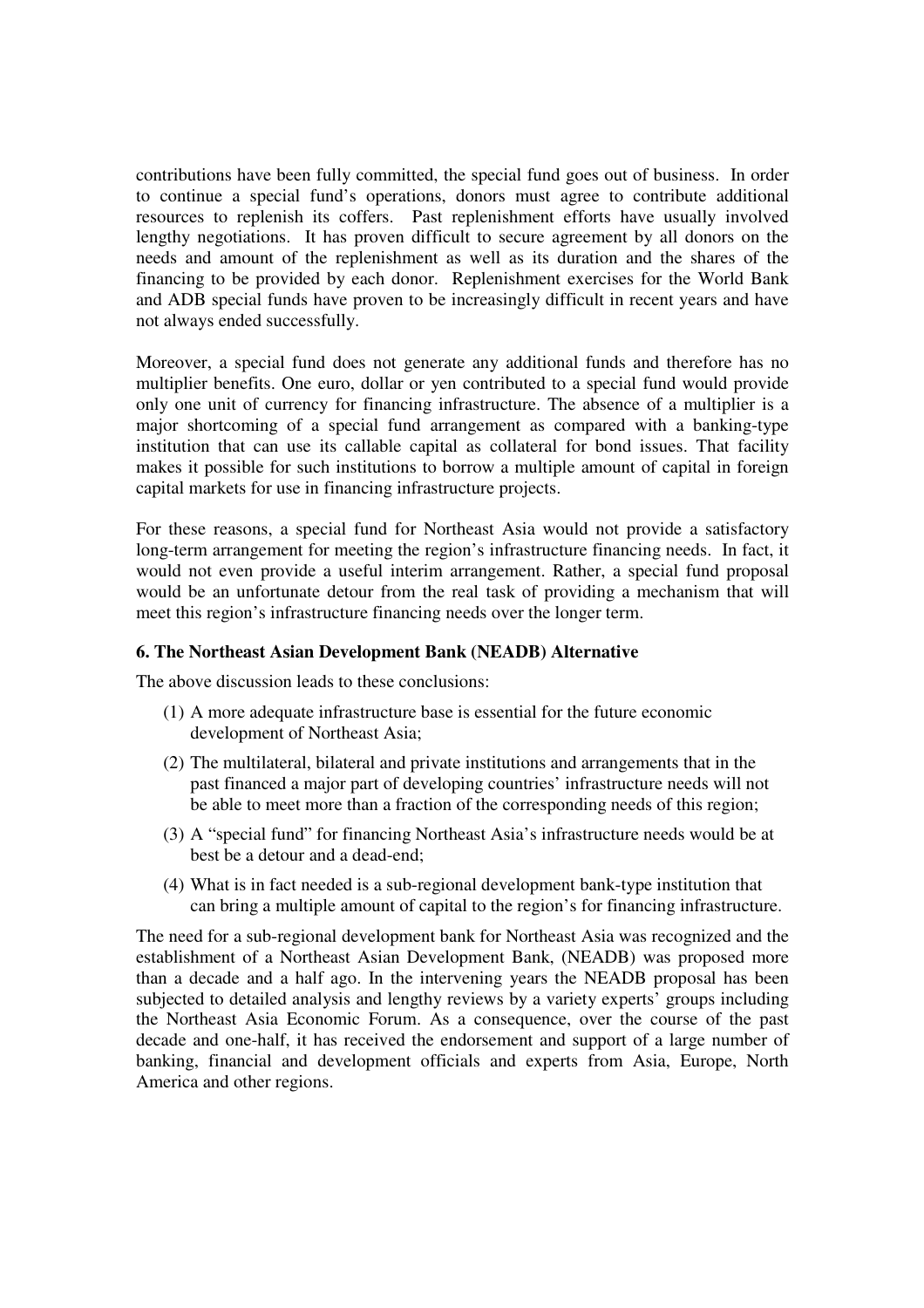contributions have been fully committed, the special fund goes out of business. In order to continue a special fund's operations, donors must agree to contribute additional resources to replenish its coffers. Past replenishment efforts have usually involved lengthy negotiations. It has proven difficult to secure agreement by all donors on the needs and amount of the replenishment as well as its duration and the shares of the financing to be provided by each donor. Replenishment exercises for the World Bank and ADB special funds have proven to be increasingly difficult in recent years and have not always ended successfully.

Moreover, a special fund does not generate any additional funds and therefore has no multiplier benefits. One euro, dollar or yen contributed to a special fund would provide only one unit of currency for financing infrastructure. The absence of a multiplier is a major shortcoming of a special fund arrangement as compared with a banking-type institution that can use its callable capital as collateral for bond issues. That facility makes it possible for such institutions to borrow a multiple amount of capital in foreign capital markets for use in financing infrastructure projects.

For these reasons, a special fund for Northeast Asia would not provide a satisfactory long-term arrangement for meeting the region's infrastructure financing needs. In fact, it would not even provide a useful interim arrangement. Rather, a special fund proposal would be an unfortunate detour from the real task of providing a mechanism that will meet this region's infrastructure financing needs over the longer term.

### 6. The Northeast Asian Development Bank (NEADB) Alternative

The above discussion leads to these conclusions:

(1) A more adequate infrastructure base is essential for the future economic development of Northeast Asia;

(2) The multilateral, bilateral and private institutions and arrangements that in the past financed a major part of developing countries' infrastructure needs will not be able to meet more than a fraction of the corresponding needs of this region;

(3) A "special fund" for financing Northeast Asia's infrastructure needs would be at best be a detour and a dead-end;

(4) What is in fact needed is a sub-regional development bank-type institution that can bring a multiple amount of capital to the region's for financing infrastructure.

The need for a sub-regional development bank for Northeast Asia was recognized and the establishment of a Northeast Asian Development Bank, (NEADB) was proposed more than a decade and a half ago. In the intervening years the NEADB proposal has been subjected to detailed analysis and lengthy reviews by a variety experts' groups including the Northeast Asia Economic Forum. As a consequence, over the course of the past decade and one-half, it has received the endorsement and support of a large number of banking, financial and development officials and experts from Asia, Europe, North America and other regions.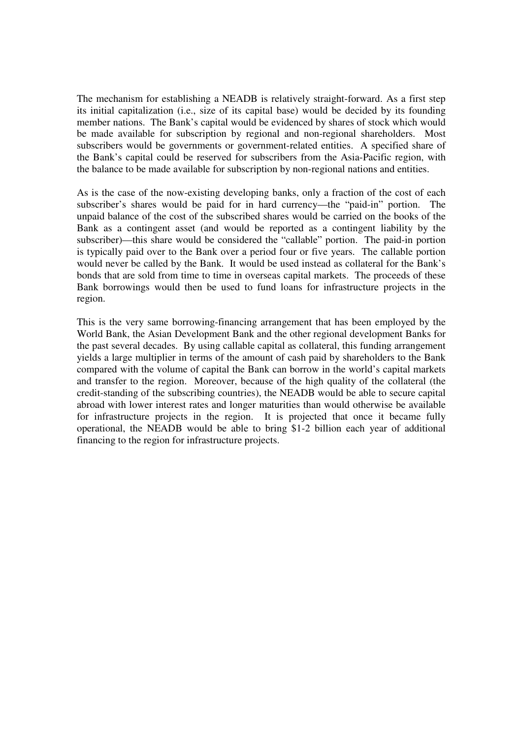The mechanism for establishing a NEADB is relatively straight-forward. As a first step its initial capitalization (i.e., size of its capital base) would be decided by its founding member nations. The Bank's capital would be evidenced by shares of stock which would be made available for subscription by regional and non-regional shareholders. Most subscribers would be governments or government-related entities. A specified share of the Bank's capital could be reserved for subscribers from the Asia-Pacific region, with the balance to be made available for subscription by non-regional nations and entities.

As is the case of the now-existing developing banks, only a fraction of the cost of each subscriber's shares would be paid for in hard currency—the "paid-in" portion. The unpaid balance of the cost of the subscribed shares would be carried on the books of the Bank as a contingent asset (and would be reported as a contingent liability by the subscriber)—this share would be considered the "callable" portion. The paid-in portion is typically paid over to the Bank over a period four or five years. The callable portion would never be called by the Bank. It would be used instead as collateral for the Bank's bonds that are sold from time to time in overseas capital markets. The proceeds of these Bank borrowings would then be used to fund loans for infrastructure projects in the region.

This is the very same borrowing-financing arrangement that has been employed by the World Bank, the Asian Development Bank and the other regional development Banks for the past several decades. By using callable capital as collateral, this funding arrangement yields a large multiplier in terms of the amount of cash paid by shareholders to the Bank compared with the volume of capital the Bank can borrow in the world's capital markets and transfer to the region. Moreover, because of the high quality of the collateral (the credit-standing of the subscribing countries), the NEADB would be able to secure capital abroad with lower interest rates and longer maturities than would otherwise be available for infrastructure projects in the region. It is projected that once it became fully operational, the NEADB would be able to bring $1-2 billion each year of additional financing to the region for infrastructure projects.